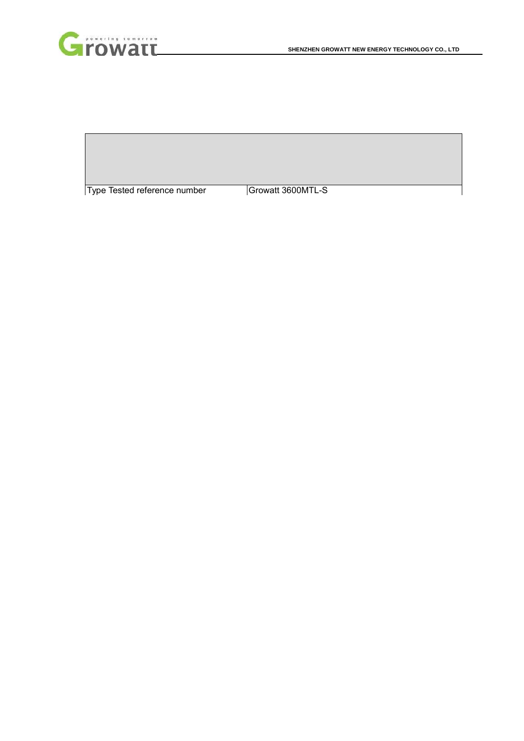| | |
|---|---|
| Type Tested reference number | Growatt 3600MTL-S |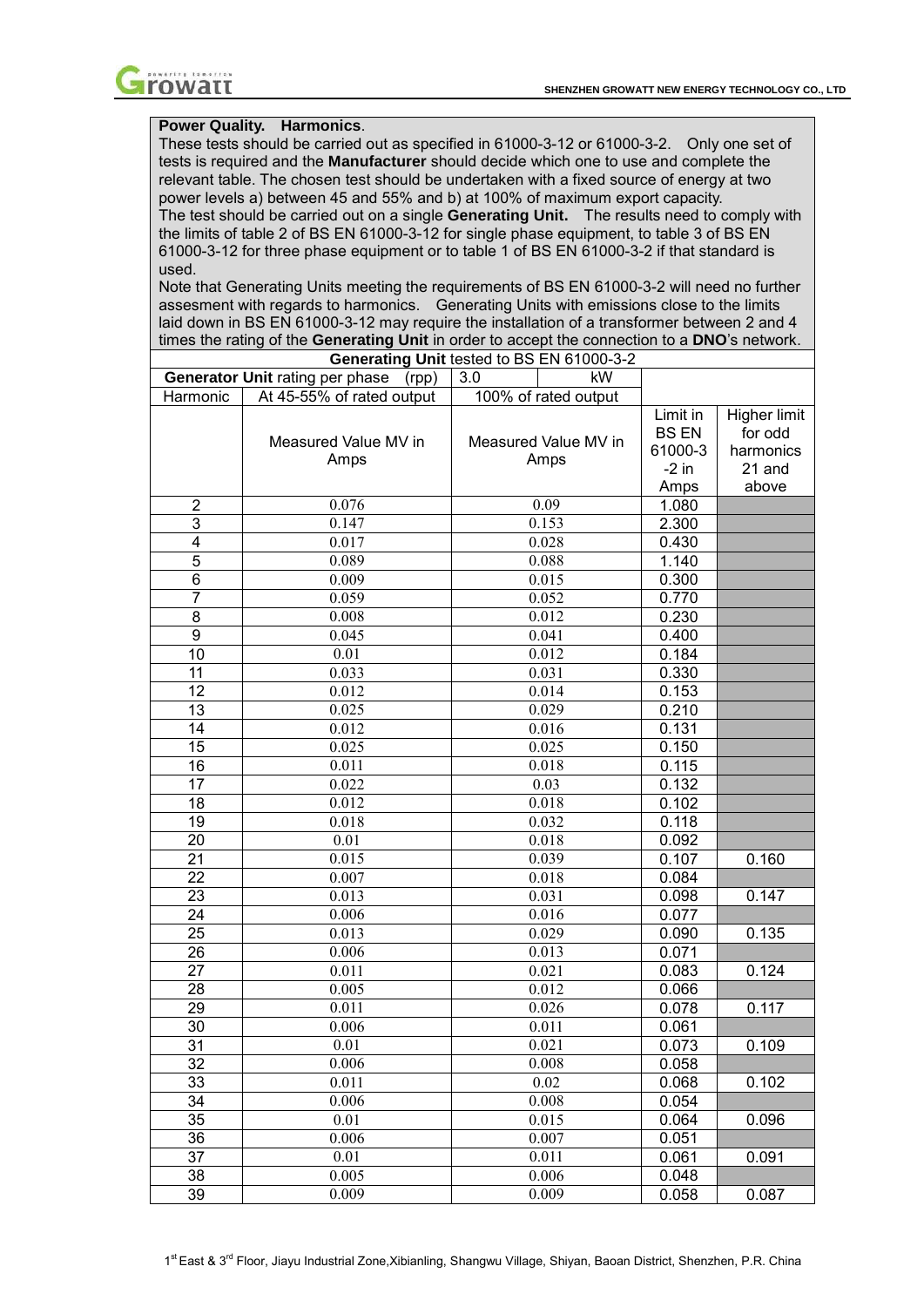**Power Quality. Harmonics**.

These tests should be carried out as specified in 61000-3-12 or 61000-3-2. Only one set of tests is required and the **Manufacturer** should decide which one to use and complete the relevant table. The chosen test should be undertaken with a fixed source of energy at two power levels a) between 45 and 55% and b) at 100% of maximum export capacity.

The test should be carried out on a single **Generating Unit.** The results need to comply with the limits of table 2 of BS EN 61000-3-12 for single phase equipment, to table 3 of BS EN 61000-3-12 for three phase equipment or to table 1 of BS EN 61000-3-2 if that standard is used.

Note that Generating Units meeting the requirements of BS EN 61000-3-2 will need no further assesment with regards to harmonics. Generating Units with emissions close to the limits laid down in BS EN 61000-3-12 may require the installation of a transformer between 2 and 4 times the rating of the **Generating Unit** in order to accept the connection to a **DNO**'s network.

| **Generating Unit** tested to BS EN 61000-3-2 | | | | |
|---|---|---|---|---|
| **Generator Unit** rating per phase (rpp) | | 3.0 kW | | |
| Harmonic | At 45-55% of rated output | 100% of rated output | | |
| | Measured Value MV in Amps | Measured Value MV in Amps | Limit in BS EN 61000-3-2 in Amps | Higher limit for odd harmonics 21 and above |
| 2 | 0.076 | 0.09 | 1.080 | |
| 3 | 0.147 | 0.153 | 2.300 | |
| 4 | 0.017 | 0.028 | 0.430 | |
| 5 | 0.089 | 0.088 | 1.140 | |
| 6 | 0.009 | 0.015 | 0.300 | |
| 7 | 0.059 | 0.052 | 0.770 | |
| 8 | 0.008 | 0.012 | 0.230 | |
| 9 | 0.045 | 0.041 | 0.400 | |
| 10 | 0.01 | 0.012 | 0.184 | |
| 11 | 0.033 | 0.031 | 0.330 | |
| 12 | 0.012 | 0.014 | 0.153 | |
| 13 | 0.025 | 0.029 | 0.210 | |
| 14 | 0.012 | 0.016 | 0.131 | |
| 15 | 0.025 | 0.025 | 0.150 | |
| 16 | 0.011 | 0.018 | 0.115 | |
| 17 | 0.022 | 0.03 | 0.132 | |
| 18 | 0.012 | 0.018 | 0.102 | |
| 19 | 0.018 | 0.032 | 0.118 | |
| 20 | 0.01 | 0.018 | 0.092 | |
| 21 | 0.015 | 0.039 | 0.107 | 0.160 |
| 22 | 0.007 | 0.018 | 0.084 | |
| 23 | 0.013 | 0.031 | 0.098 | 0.147 |
| 24 | 0.006 | 0.016 | 0.077 | |
| 25 | 0.013 | 0.029 | 0.090 | 0.135 |
| 26 | 0.006 | 0.013 | 0.071 | |
| 27 | 0.011 | 0.021 | 0.083 | 0.124 |
| 28 | 0.005 | 0.012 | 0.066 | |
| 29 | 0.011 | 0.026 | 0.078 | 0.117 |
| 30 | 0.006 | 0.011 | 0.061 | |
| 31 | 0.01 | 0.021 | 0.073 | 0.109 |
| 32 | 0.006 | 0.008 | 0.058 | |
| 33 | 0.011 | 0.02 | 0.068 | 0.102 |
| 34 | 0.006 | 0.008 | 0.054 | |
| 35 | 0.01 | 0.015 | 0.064 | 0.096 |
| 36 | 0.006 | 0.007 | 0.051 | |
| 37 | 0.01 | 0.011 | 0.061 | 0.091 |
| 38 | 0.005 | 0.006 | 0.048 | |
| 39 | 0.009 | 0.009 | 0.058 | 0.087 |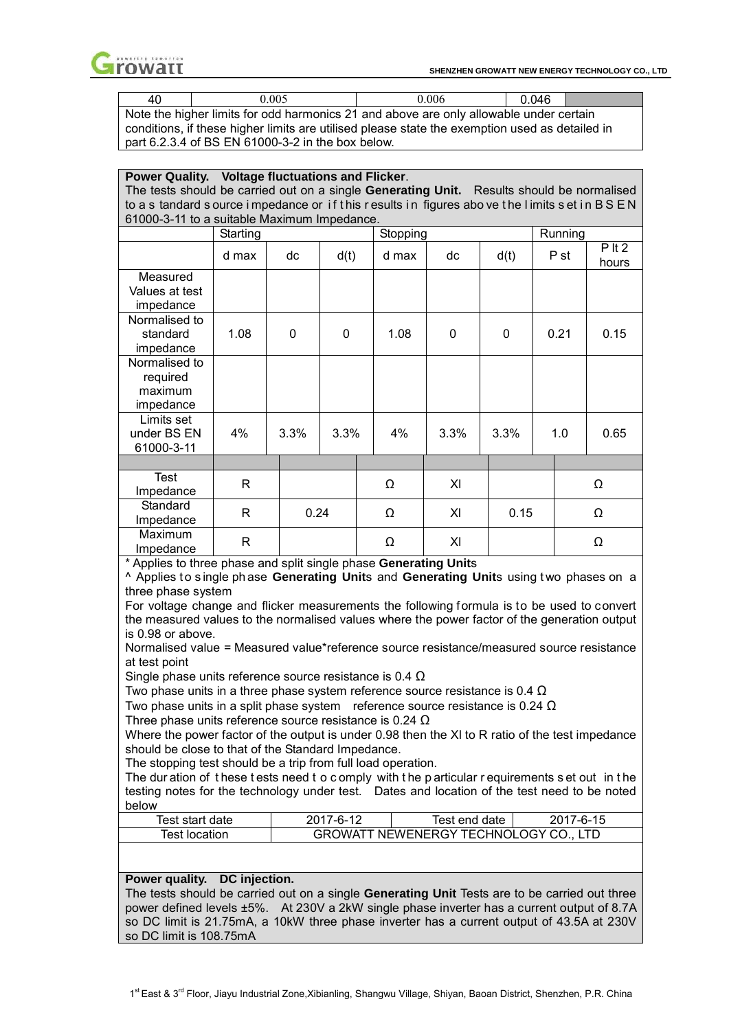| 40 | 0.005 | 0.006 | 0.046 | |
|---|---|---|---|---|

Note the higher limits for odd harmonics 21 and above are only allowable under certain conditions, if these higher limits are utilised please state the exemption used as detailed in part 6.2.3.4 of BS EN 61000-3-2 in the box below.

**Power Quality. Voltage fluctuations and Flicker**.

The tests should be carried out on a single **Generating Unit.** Results should be normalised to a s tandard s ource i mpedance or i f t his r esults i n figures abo ve t he l imits s et i n B S E N 61000-3-11 to a suitable Maximum Impedance.

| | Starting | | | Stopping | | | Running | |
|---|---|---|---|---|---|---|---|---|
| | d max | dc | d(t) | d max | dc | d(t) | P st | P lt 2 hours |
| Measured Values at test impedance | | | | | | | | |
| Normalised to standard impedance | 1.08 | 0 | 0 | 1.08 | 0 | 0 | 0.21 | 0.15 |
| Normalised to required maximum impedance | | | | | | | | |
| Limits set under BS EN 61000-3-11 | 4% | 3.3% | 3.3% | 4% | 3.3% | 3.3% | 1.0 | 0.65 |

| | | | | | | |
|---|---|---|---|---|---|---|
| Test Impedance | R | | Ω | Xl | | Ω |
| Standard Impedance | R | 0.24 | Ω | Xl | 0.15 | Ω |
| Maximum Impedance | R | | Ω | Xl | | Ω |

* Applies to three phase and split single phase **Generating Unit**s

^ Applies to single phase **Generating Unit**s and **Generating Unit**s using two phases on a three phase system

For voltage change and flicker measurements the following formula is to be used to convert the measured values to the normalised values where the power factor of the generation output is 0.98 or above.

Normalised value = Measured value*reference source resistance/measured source resistance at test point

Single phase units reference source resistance is 0.4 Ω

Two phase units in a three phase system reference source resistance is 0.4 Ω

Two phase units in a split phase system reference source resistance is 0.24 Ω

Three phase units reference source resistance is 0.24 Ω

Where the power factor of the output is under 0.98 then the Xl to R ratio of the test impedance should be close to that of the Standard Impedance.

The stopping test should be a trip from full load operation.

The dur ation of these tests need t o comply with the particular requirements set out in the testing notes for the technology under test. Dates and location of the test need to be noted below

| Test start date | 2017-6-12 | Test end date | 2017-6-15 |
|---|---|---|---|
| Test location | GROWATT NEWENERGY TECHNOLOGY CO., LTD | | |

**Power quality. DC injection.**

The tests should be carried out on a single **Generating Unit** Tests are to be carried out three power defined levels ±5%. At 230V a 2kW single phase inverter has a current output of 8.7A so DC limit is 21.75mA, a 10kW three phase inverter has a current output of 43.5A at 230V so DC limit is 108.75mA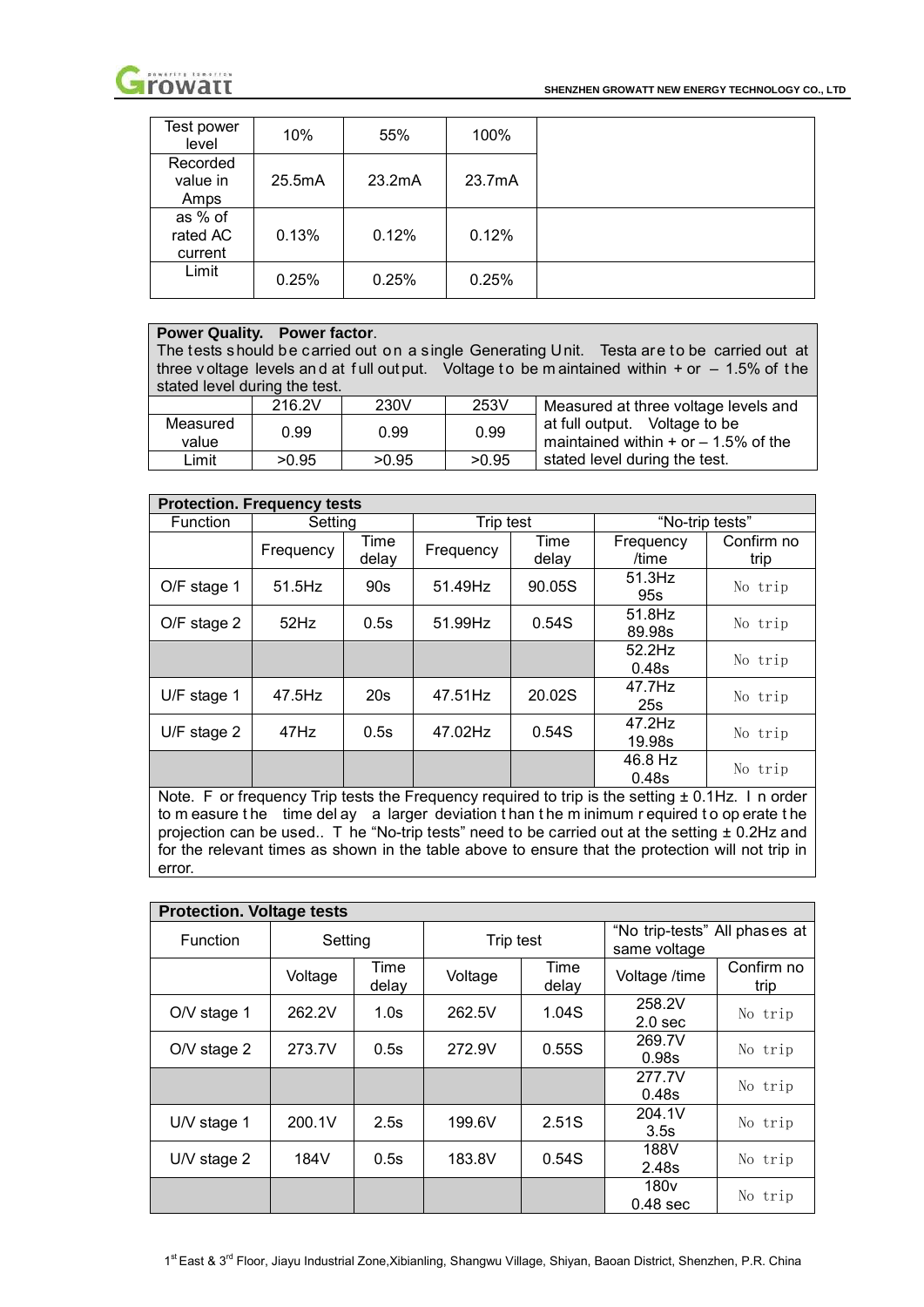| Test power level | 10% | 55% | 100% | |
|---|---|---|---|---|
| Recorded value in Amps | 25.5mA | 23.2mA | 23.7mA | |
| as % of rated AC current | 0.13% | 0.12% | 0.12% | |
| Limit | 0.25% | 0.25% | 0.25% | |

| **Power Quality. Power factor**. The tests should be carried out on a single Generating Unit. Testa are to be carried out at three voltage levels and at full output. Voltage to be maintained within + or – 1.5% of the stated level during the test. | | | | |
|---|---|---|---|---|
| | 216.2V | 230V | 253V | Measured at three voltage levels and at full output. Voltage to be maintained within + or – 1.5% of the stated level during the test. |
| Measured value | 0.99 | 0.99 | 0.99 | |
| Limit | >0.95 | >0.95 | >0.95 | |

| **Protection. Frequency tests** | | | | | | |
|---|---|---|---|---|---|---|
| Function | Setting | | Trip test | | "No-trip tests" | |
| | Frequency | Time delay | Frequency | Time delay | Frequency /time | Confirm no trip |
| O/F stage 1 | 51.5Hz | 90s | 51.49Hz | 90.05S | 51.3Hz 95s | No trip |
| O/F stage 2 | 52Hz | 0.5s | 51.99Hz | 0.54S | 51.8Hz 89.98s | No trip |
| | | | | | 52.2Hz 0.48s | No trip |
| U/F stage 1 | 47.5Hz | 20s | 47.51Hz | 20.02S | 47.7Hz 25s | No trip |
| U/F stage 2 | 47Hz | 0.5s | 47.02Hz | 0.54S | 47.2Hz 19.98s | No trip |
| | | | | | 46.8 Hz 0.48s | No trip |

Note. For frequency Trip tests the Frequency required to trip is the setting ± 0.1Hz. In order to measure the time delay a larger deviation than the minimum required to operate the projection can be used.. The "No-trip tests" need to be carried out at the setting ± 0.2Hz and for the relevant times as shown in the table above to ensure that the protection will not trip in error.

| **Protection. Voltage tests** | | | | | | |
|---|---|---|---|---|---|---|
| Function | Setting | | Trip test | | "No trip-tests" All phases at same voltage | |
| | Voltage | Time delay | Voltage | Time delay | Voltage /time | Confirm no trip |
| O/V stage 1 | 262.2V | 1.0s | 262.5V | 1.04S | 258.2V 2.0 sec | No trip |
| O/V stage 2 | 273.7V | 0.5s | 272.9V | 0.55S | 269.7V 0.98s | No trip |
| | | | | | 277.7V 0.48s | No trip |
| U/V stage 1 | 200.1V | 2.5s | 199.6V | 2.51S | 204.1V 3.5s | No trip |
| U/V stage 2 | 184V | 0.5s | 183.8V | 0.54S | 188V 2.48s | No trip |
| | | | | | 180v 0.48 sec | No trip |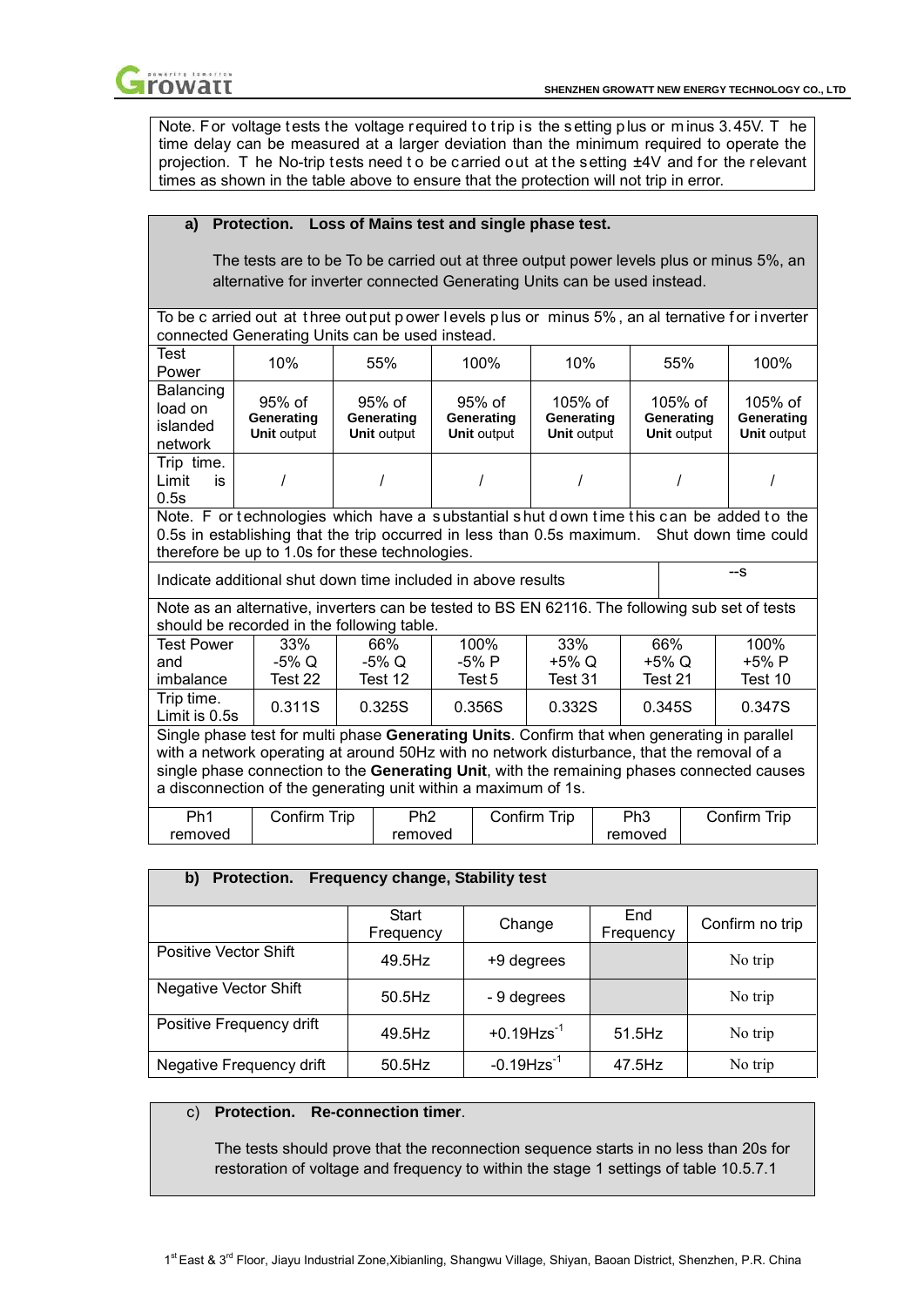Note. For voltage tests the voltage required to trip is the setting plus or minus 3.45V. The time delay can be measured at a larger deviation than the minimum required to operate the projection. The No-trip tests need to be carried out at the setting ±4V and for the relevant times as shown in the table above to ensure that the protection will not trip in error.

**a) Protection. Loss of Mains test and single phase test.**

The tests are to be To be carried out at three output power levels plus or minus 5%, an alternative for inverter connected Generating Units can be used instead.

To be carried out at three output power levels plus or minus 5%, an alternative for inverter connected Generating Units can be used instead.

| Test Power | 10% | 55% | 100% | 10% | 55% | 100% |
|---|---|---|---|---|---|---|
| Balancing load on islanded network | 95% of **Generating Unit** output | 95% of **Generating Unit** output | 95% of **Generating Unit** output | 105% of **Generating Unit** output | 105% of **Generating Unit** output | 105% of **Generating Unit** output |
| Trip time. Limit is 0.5s | / | / | / | / | / | / |

Note. For technologies which have a substantial shut down time this can be added to the 0.5s in establishing that the trip occurred in less than 0.5s maximum. Shut down time could therefore be up to 1.0s for these technologies.

| Indicate additional shut down time included in above results | --s |
|---|---|

Note as an alternative, inverters can be tested to BS EN 62116. The following sub set of tests should be recorded in the following table.

| Test Power and imbalance | 33% -5% Q Test 22 | 66% -5% Q Test 12 | 100% -5% P Test 5 | 33% +5% Q Test 31 | 66% +5% Q Test 21 | 100% +5% P Test 10 |
|---|---|---|---|---|---|---|
| Trip time. Limit is 0.5s | 0.311S | 0.325S | 0.356S | 0.332S | 0.345S | 0.347S |

Single phase test for multi phase **Generating Units**. Confirm that when generating in parallel with a network operating at around 50Hz with no network disturbance, that the removal of a single phase connection to the **Generating Unit**, with the remaining phases connected causes a disconnection of the generating unit within a maximum of 1s.

| Ph1 removed | Confirm Trip | Ph2 removed | Confirm Trip | Ph3 removed | Confirm Trip |
|---|---|---|---|---|---|

**b) Protection. Frequency change, Stability test**

| | Start Frequency | Change | End Frequency | Confirm no trip |
|---|---|---|---|---|
| Positive Vector Shift | 49.5Hz | +9 degrees | | No trip |
| Negative Vector Shift | 50.5Hz | - 9 degrees | | No trip |
| Positive Frequency drift | 49.5Hz | $+0.19Hzs^{-1}$ | 51.5Hz | No trip |
| Negative Frequency drift | 50.5Hz | $-0.19Hzs^{-1}$ | 47.5Hz | No trip |

c) **Protection. Re-connection timer**.

The tests should prove that the reconnection sequence starts in no less than 20s for restoration of voltage and frequency to within the stage 1 settings of table 10.5.7.1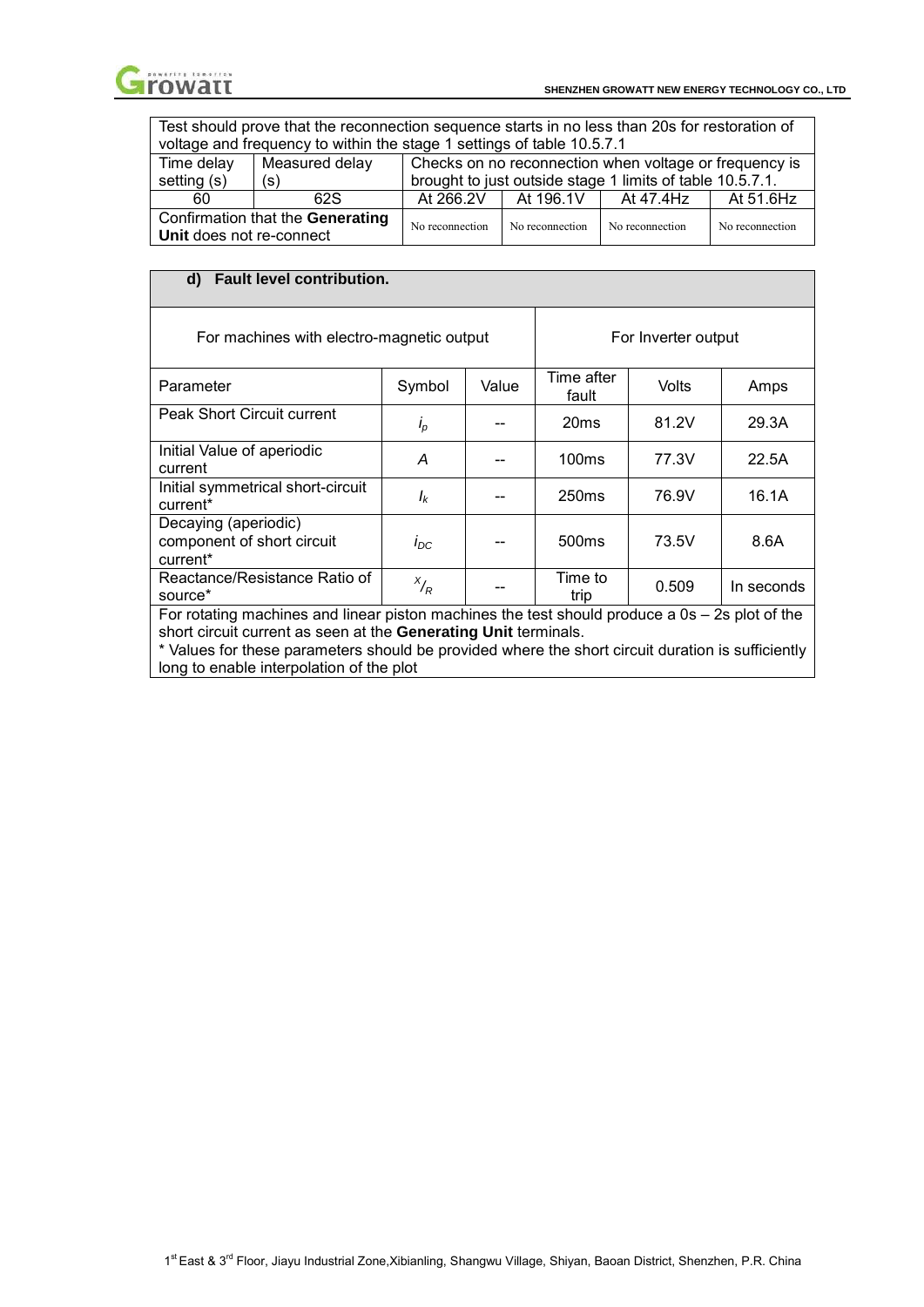| Test should prove that the reconnection sequence starts in no less than 20s for restoration of voltage and frequency to within the stage 1 settings of table 10.5.7.1 | | | | | |
|---|---|---|---|---|---|
| Time delay setting (s) | Measured delay (s) | Checks on no reconnection when voltage or frequency is brought to just outside stage 1 limits of table 10.5.7.1. | | | |
| 60 | 62S | At 266.2V | At 196.1V | At 47.4Hz | At 51.6Hz |
| Confirmation that the **Generating Unit** does not re-connect | | No reconnection | No reconnection | No reconnection | No reconnection |

| **d) Fault level contribution.** | | | | | |
|---|---|---|---|---|---|
| For machines with electro-magnetic output | | | For Inverter output | | |
| Parameter | Symbol | Value | Time after fault | Volts | Amps |
| Peak Short Circuit current | $i_p$ | -- | 20ms | 81.2V | 29.3A |
| Initial Value of aperiodic current | $A$ | -- | 100ms | 77.3V | 22.5A |
| Initial symmetrical short-circuit current* | $I_k$ | -- | 250ms | 76.9V | 16.1A |
| Decaying (aperiodic) component of short circuit current* | $i_{DC}$ | -- | 500ms | 73.5V | 8.6A |
| Reactance/Resistance Ratio of source* | $^{X}/_{R}$ | -- | Time to trip | 0.509 | In seconds |
| For rotating machines and linear piston machines the test should produce a 0s – 2s plot of the short circuit current as seen at the **Generating Unit** terminals.<br>* Values for these parameters should be provided where the short circuit duration is sufficiently long to enable interpolation of the plot | | | | | |